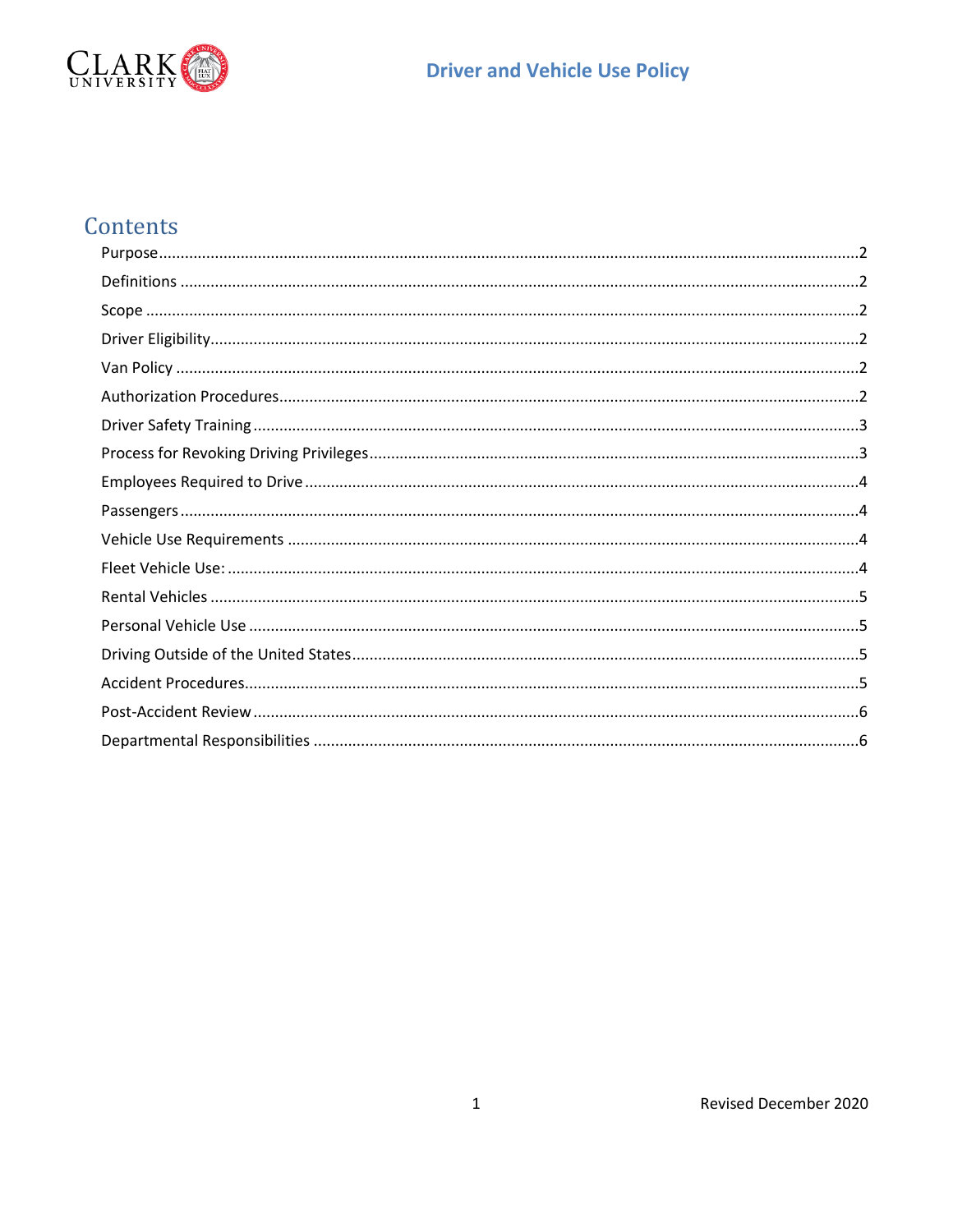# Contents

- Purpose ........ 2
- Definitions ........ 2
- Scope ........ 2
- Driver Eligibility ........ 2
- Van Policy ........ 2
- Authorization Procedures ........ 2
- Driver Safety Training ........ 3
- Process for Revoking Driving Privileges ........ 3
- Employees Required to Drive ........ 4
- Passengers ........ 4
- Vehicle Use Requirements ........ 4
- Fleet Vehicle Use: ........ 4
- Rental Vehicles ........ 5
- Personal Vehicle Use ........ 5
- Driving Outside of the United States ........ 5
- Accident Procedures ........ 5
- Post-Accident Review ........ 6
- Departmental Responsibilities ........ 6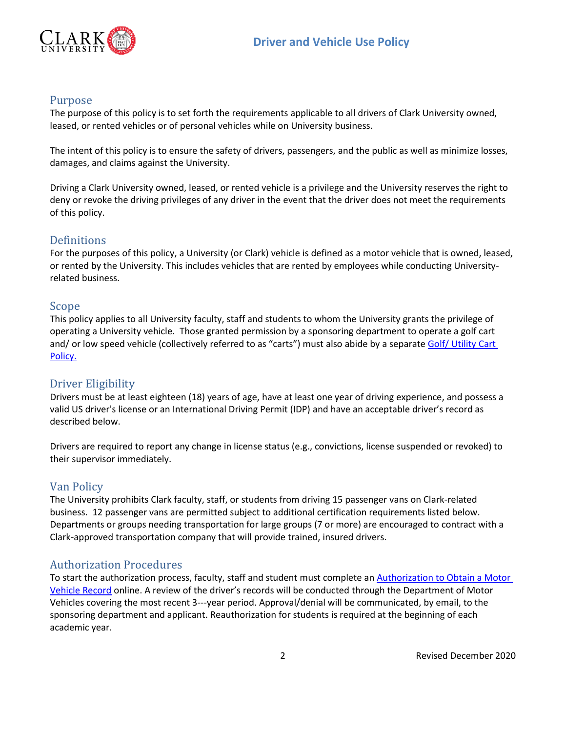# Driver and Vehicle Use Policy

## Purpose

The purpose of this policy is to set forth the requirements applicable to all drivers of Clark University owned, leased, or rented vehicles or of personal vehicles while on University business.

The intent of this policy is to ensure the safety of drivers, passengers, and the public as well as minimize losses, damages, and claims against the University.

Driving a Clark University owned, leased, or rented vehicle is a privilege and the University reserves the right to deny or revoke the driving privileges of any driver in the event that the driver does not meet the requirements of this policy.

## Definitions

For the purposes of this policy, a University (or Clark) vehicle is defined as a motor vehicle that is owned, leased, or rented by the University. This includes vehicles that are rented by employees while conducting University-related business.

## Scope

This policy applies to all University faculty, staff and students to whom the University grants the privilege of operating a University vehicle. Those granted permission by a sponsoring department to operate a golf cart and/ or low speed vehicle (collectively referred to as "carts") must also abide by a separate Golf/ Utility Cart Policy.

## Driver Eligibility

Drivers must be at least eighteen (18) years of age, have at least one year of driving experience, and possess a valid US driver's license or an International Driving Permit (IDP) and have an acceptable driver's record as described below.

Drivers are required to report any change in license status (e.g., convictions, license suspended or revoked) to their supervisor immediately.

## Van Policy

The University prohibits Clark faculty, staff, or students from driving 15 passenger vans on Clark-related business. 12 passenger vans are permitted subject to additional certification requirements listed below. Departments or groups needing transportation for large groups (7 or more) are encouraged to contract with a Clark-approved transportation company that will provide trained, insured drivers.

## Authorization Procedures

To start the authorization process, faculty, staff and student must complete an Authorization to Obtain a Motor Vehicle Record online. A review of the driver's records will be conducted through the Department of Motor Vehicles covering the most recent 3---year period. Approval/denial will be communicated, by email, to the sponsoring department and applicant. Reauthorization for students is required at the beginning of each academic year.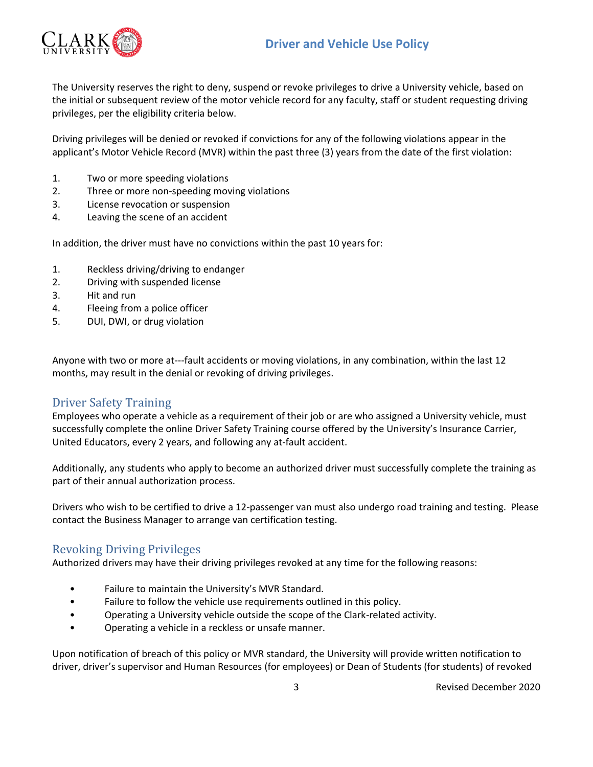The University reserves the right to deny, suspend or revoke privileges to drive a University vehicle, based on the initial or subsequent review of the motor vehicle record for any faculty, staff or student requesting driving privileges, per the eligibility criteria below.

Driving privileges will be denied or revoked if convictions for any of the following violations appear in the applicant's Motor Vehicle Record (MVR) within the past three (3) years from the date of the first violation:

1. Two or more speeding violations
2. Three or more non-speeding moving violations
3. License revocation or suspension
4. Leaving the scene of an accident

In addition, the driver must have no convictions within the past 10 years for:

1. Reckless driving/driving to endanger
2. Driving with suspended license
3. Hit and run
4. Fleeing from a police officer
5. DUI, DWI, or drug violation

Anyone with two or more at---fault accidents or moving violations, in any combination, within the last 12 months, may result in the denial or revoking of driving privileges.

## Driver Safety Training

Employees who operate a vehicle as a requirement of their job or are who assigned a University vehicle, must successfully complete the online Driver Safety Training course offered by the University's Insurance Carrier, United Educators, every 2 years, and following any at-fault accident.

Additionally, any students who apply to become an authorized driver must successfully complete the training as part of their annual authorization process.

Drivers who wish to be certified to drive a 12-passenger van must also undergo road training and testing. Please contact the Business Manager to arrange van certification testing.

## Revoking Driving Privileges

Authorized drivers may have their driving privileges revoked at any time for the following reasons:

- Failure to maintain the University's MVR Standard.
- Failure to follow the vehicle use requirements outlined in this policy.
- Operating a University vehicle outside the scope of the Clark-related activity.
- Operating a vehicle in a reckless or unsafe manner.

Upon notification of breach of this policy or MVR standard, the University will provide written notification to driver, driver's supervisor and Human Resources (for employees) or Dean of Students (for students) of revoked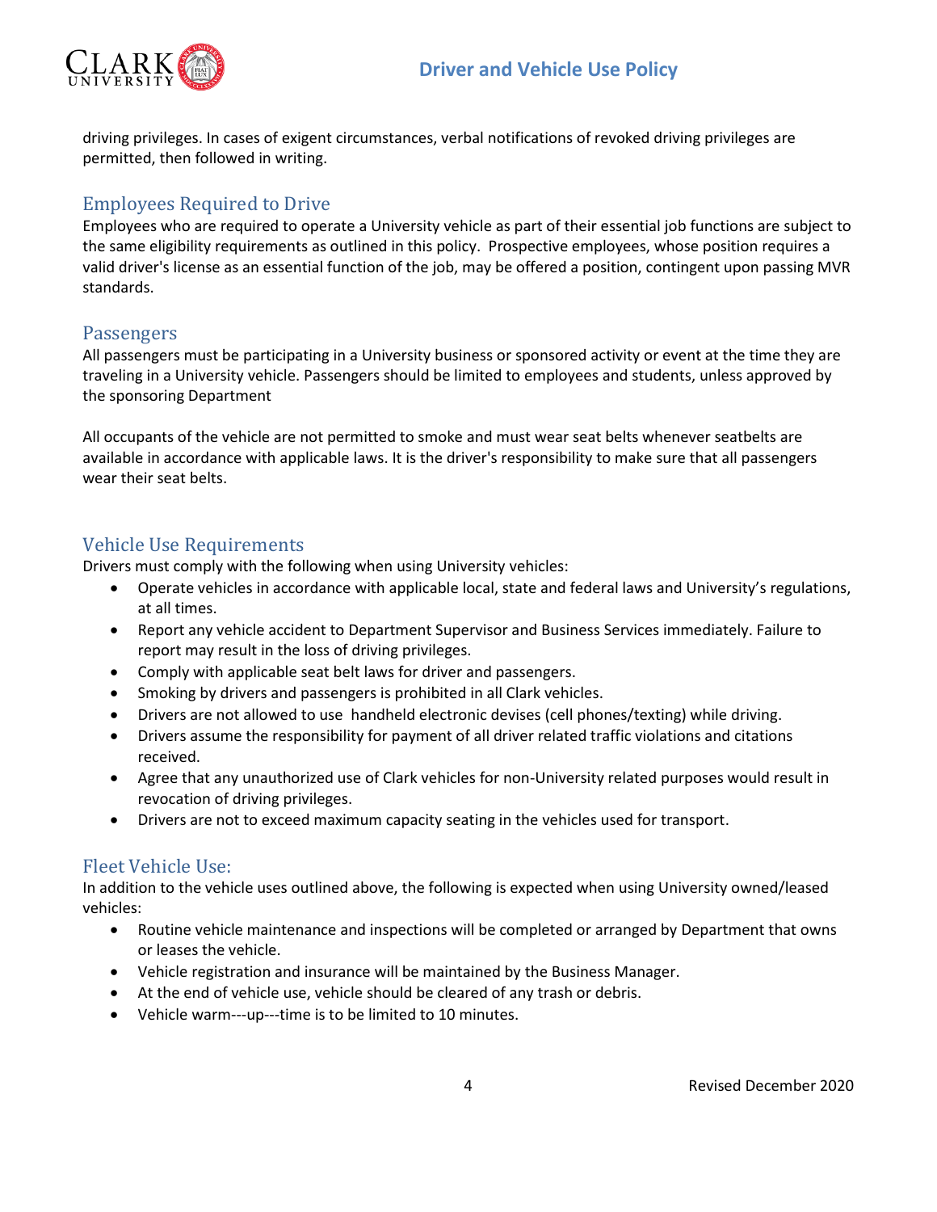driving privileges. In cases of exigent circumstances, verbal notifications of revoked driving privileges are permitted, then followed in writing.

## Employees Required to Drive

Employees who are required to operate a University vehicle as part of their essential job functions are subject to the same eligibility requirements as outlined in this policy. Prospective employees, whose position requires a valid driver's license as an essential function of the job, may be offered a position, contingent upon passing MVR standards.

## Passengers

All passengers must be participating in a University business or sponsored activity or event at the time they are traveling in a University vehicle. Passengers should be limited to employees and students, unless approved by the sponsoring Department

All occupants of the vehicle are not permitted to smoke and must wear seat belts whenever seatbelts are available in accordance with applicable laws. It is the driver's responsibility to make sure that all passengers wear their seat belts.

## Vehicle Use Requirements

Drivers must comply with the following when using University vehicles:

- Operate vehicles in accordance with applicable local, state and federal laws and University's regulations, at all times.
- Report any vehicle accident to Department Supervisor and Business Services immediately. Failure to report may result in the loss of driving privileges.
- Comply with applicable seat belt laws for driver and passengers.
- Smoking by drivers and passengers is prohibited in all Clark vehicles.
- Drivers are not allowed to use handheld electronic devises (cell phones/texting) while driving.
- Drivers assume the responsibility for payment of all driver related traffic violations and citations received.
- Agree that any unauthorized use of Clark vehicles for non-University related purposes would result in revocation of driving privileges.
- Drivers are not to exceed maximum capacity seating in the vehicles used for transport.

## Fleet Vehicle Use:

In addition to the vehicle uses outlined above, the following is expected when using University owned/leased vehicles:

- Routine vehicle maintenance and inspections will be completed or arranged by Department that owns or leases the vehicle.
- Vehicle registration and insurance will be maintained by the Business Manager.
- At the end of vehicle use, vehicle should be cleared of any trash or debris.
- Vehicle warm---up---time is to be limited to 10 minutes.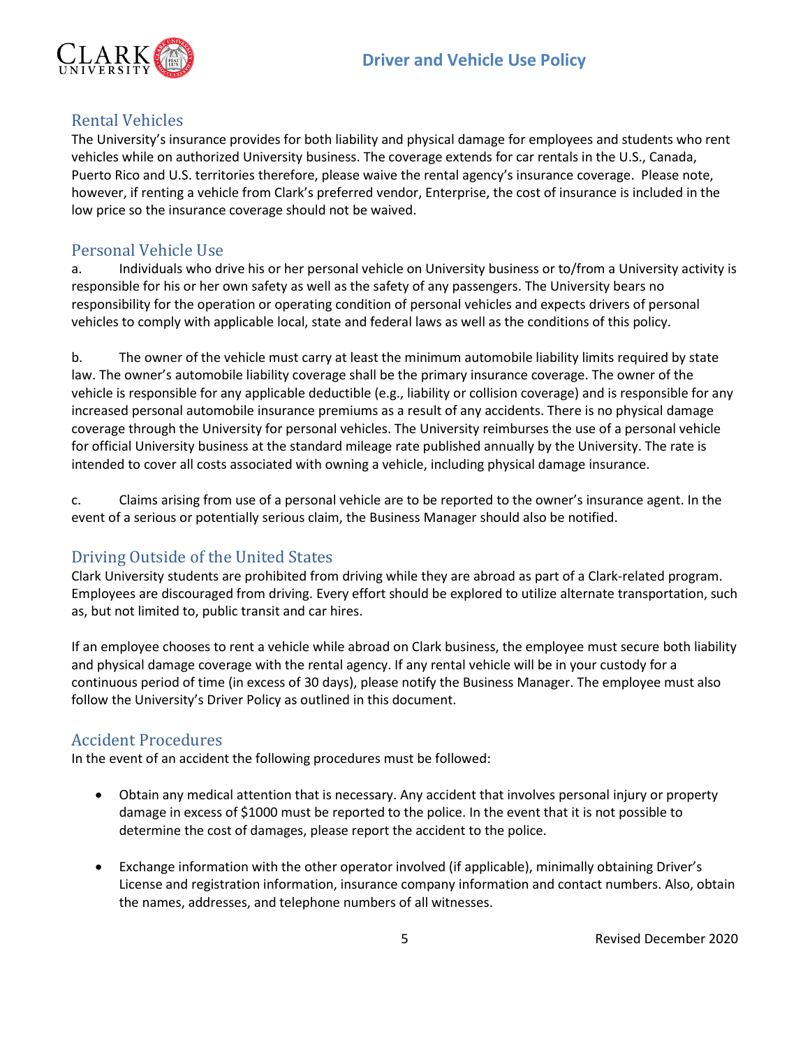## Rental Vehicles

The University's insurance provides for both liability and physical damage for employees and students who rent vehicles while on authorized University business. The coverage extends for car rentals in the U.S., Canada, Puerto Rico and U.S. territories therefore, please waive the rental agency's insurance coverage. Please note, however, if renting a vehicle from Clark's preferred vendor, Enterprise, the cost of insurance is included in the low price so the insurance coverage should not be waived.

## Personal Vehicle Use

a. Individuals who drive his or her personal vehicle on University business or to/from a University activity is responsible for his or her own safety as well as the safety of any passengers. The University bears no responsibility for the operation or operating condition of personal vehicles and expects drivers of personal vehicles to comply with applicable local, state and federal laws as well as the conditions of this policy.

b. The owner of the vehicle must carry at least the minimum automobile liability limits required by state law. The owner's automobile liability coverage shall be the primary insurance coverage. The owner of the vehicle is responsible for any applicable deductible (e.g., liability or collision coverage) and is responsible for any increased personal automobile insurance premiums as a result of any accidents. There is no physical damage coverage through the University for personal vehicles. The University reimburses the use of a personal vehicle for official University business at the standard mileage rate published annually by the University. The rate is intended to cover all costs associated with owning a vehicle, including physical damage insurance.

c. Claims arising from use of a personal vehicle are to be reported to the owner's insurance agent. In the event of a serious or potentially serious claim, the Business Manager should also be notified.

## Driving Outside of the United States

Clark University students are prohibited from driving while they are abroad as part of a Clark-related program. Employees are discouraged from driving. Every effort should be explored to utilize alternate transportation, such as, but not limited to, public transit and car hires.

If an employee chooses to rent a vehicle while abroad on Clark business, the employee must secure both liability and physical damage coverage with the rental agency. If any rental vehicle will be in your custody for a continuous period of time (in excess of 30 days), please notify the Business Manager. The employee must also follow the University's Driver Policy as outlined in this document.

## Accident Procedures

In the event of an accident the following procedures must be followed:

- Obtain any medical attention that is necessary. Any accident that involves personal injury or property damage in excess of $1000 must be reported to the police. In the event that it is not possible to determine the cost of damages, please report the accident to the police.

- Exchange information with the other operator involved (if applicable), minimally obtaining Driver's License and registration information, insurance company information and contact numbers. Also, obtain the names, addresses, and telephone numbers of all witnesses.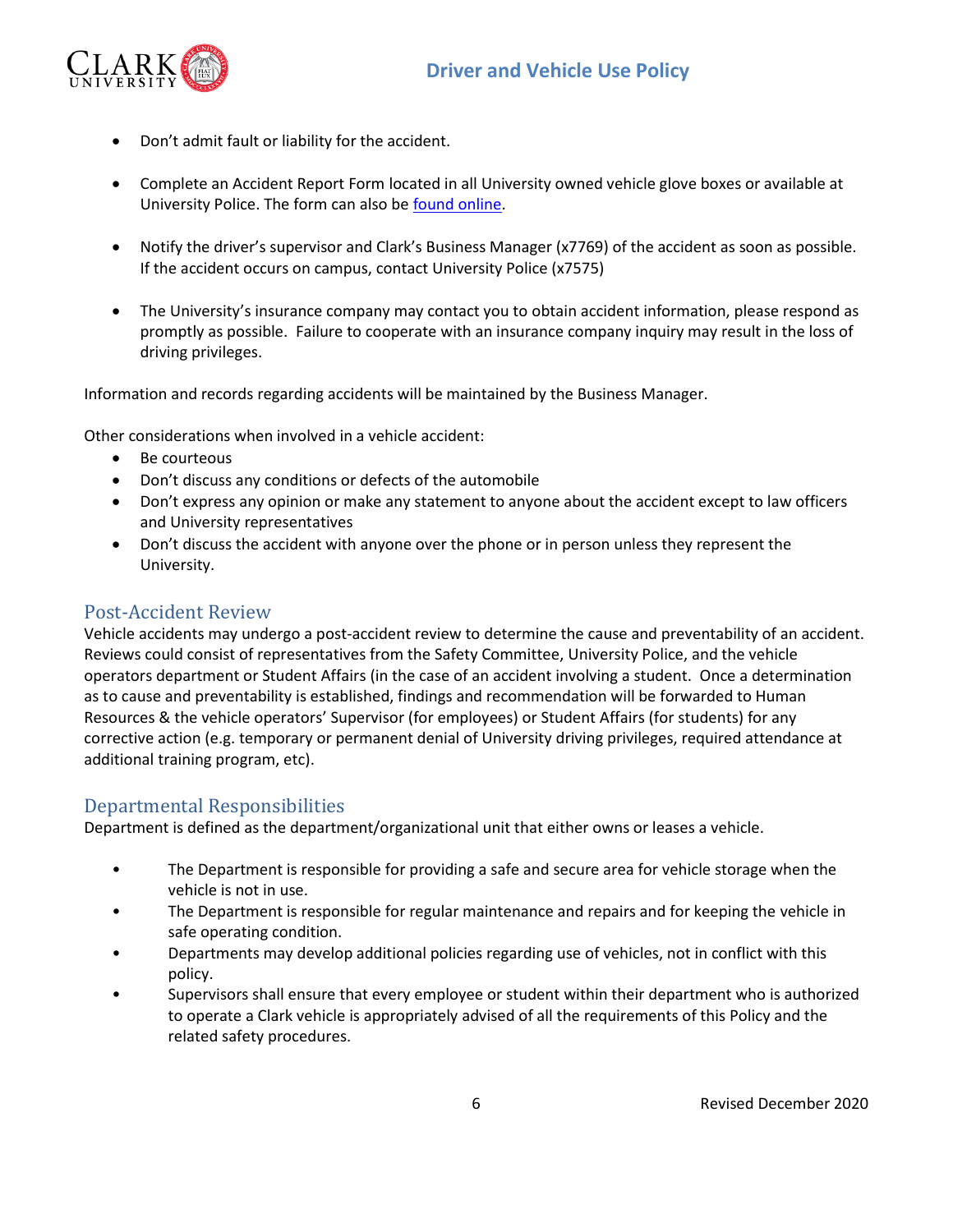- Don't admit fault or liability for the accident.

- Complete an Accident Report Form located in all University owned vehicle glove boxes or available at University Police. The form can also be found online.

- Notify the driver's supervisor and Clark's Business Manager (x7769) of the accident as soon as possible. If the accident occurs on campus, contact University Police (x7575)

- The University's insurance company may contact you to obtain accident information, please respond as promptly as possible. Failure to cooperate with an insurance company inquiry may result in the loss of driving privileges.

Information and records regarding accidents will be maintained by the Business Manager.

Other considerations when involved in a vehicle accident:

- Be courteous
- Don't discuss any conditions or defects of the automobile
- Don't express any opinion or make any statement to anyone about the accident except to law officers and University representatives
- Don't discuss the accident with anyone over the phone or in person unless they represent the University.

## Post-Accident Review

Vehicle accidents may undergo a post-accident review to determine the cause and preventability of an accident. Reviews could consist of representatives from the Safety Committee, University Police, and the vehicle operators department or Student Affairs (in the case of an accident involving a student. Once a determination as to cause and preventability is established, findings and recommendation will be forwarded to Human Resources & the vehicle operators' Supervisor (for employees) or Student Affairs (for students) for any corrective action (e.g. temporary or permanent denial of University driving privileges, required attendance at additional training program, etc).

## Departmental Responsibilities

Department is defined as the department/organizational unit that either owns or leases a vehicle.

- The Department is responsible for providing a safe and secure area for vehicle storage when the vehicle is not in use.
- The Department is responsible for regular maintenance and repairs and for keeping the vehicle in safe operating condition.
- Departments may develop additional policies regarding use of vehicles, not in conflict with this policy.
- Supervisors shall ensure that every employee or student within their department who is authorized to operate a Clark vehicle is appropriately advised of all the requirements of this Policy and the related safety procedures.